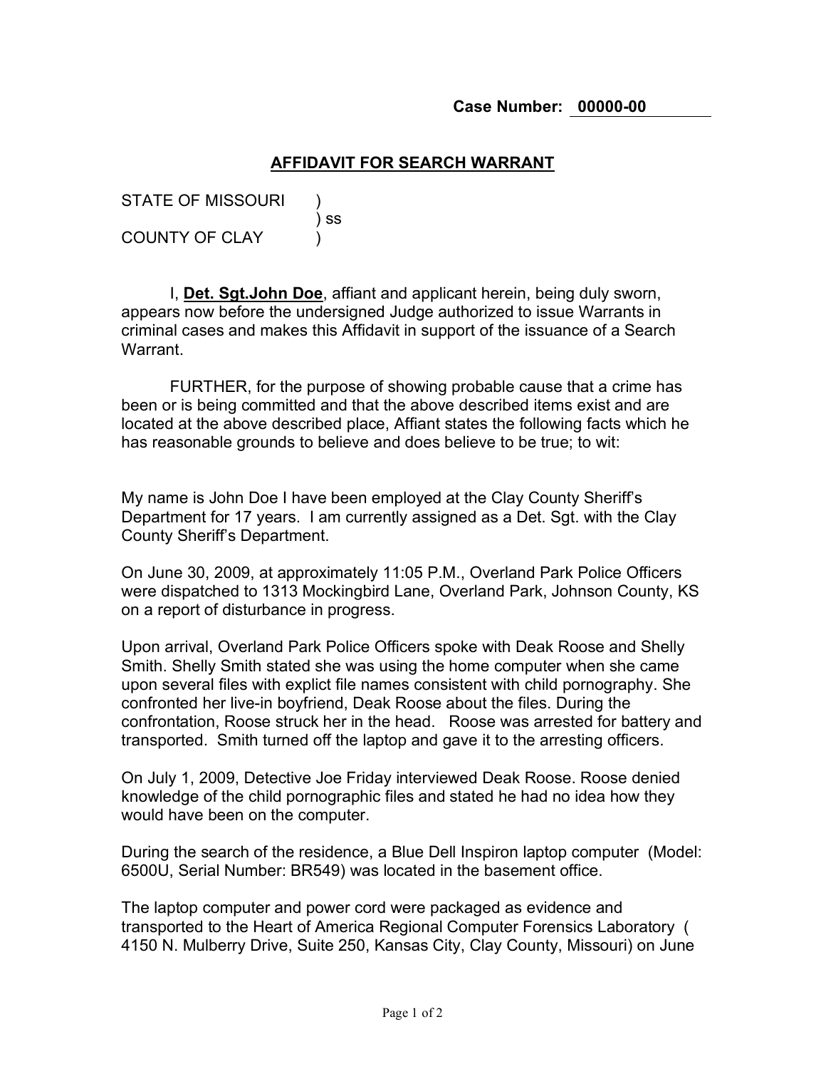**Case Number: 00000-00**

## AFFIDAVIT FOR SEARCH WARRANT

STATE OF MISSOURI )
) ss
COUNTY OF CLAY )

I, **Det. Sgt.John Doe**, affiant and applicant herein, being duly sworn, appears now before the undersigned Judge authorized to issue Warrants in criminal cases and makes this Affidavit in support of the issuance of a Search Warrant.

FURTHER, for the purpose of showing probable cause that a crime has been or is being committed and that the above described items exist and are located at the above described place, Affiant states the following facts which he has reasonable grounds to believe and does believe to be true; to wit:

My name is John Doe I have been employed at the Clay County Sheriff's Department for 17 years. I am currently assigned as a Det. Sgt. with the Clay County Sheriff's Department.

On June 30, 2009, at approximately 11:05 P.M., Overland Park Police Officers were dispatched to 1313 Mockingbird Lane, Overland Park, Johnson County, KS on a report of disturbance in progress.

Upon arrival, Overland Park Police Officers spoke with Deak Roose and Shelly Smith. Shelly Smith stated she was using the home computer when she came upon several files with explict file names consistent with child pornography. She confronted her live-in boyfriend, Deak Roose about the files. During the confrontation, Roose struck her in the head. Roose was arrested for battery and transported. Smith turned off the laptop and gave it to the arresting officers.

On July 1, 2009, Detective Joe Friday interviewed Deak Roose. Roose denied knowledge of the child pornographic files and stated he had no idea how they would have been on the computer.

During the search of the residence, a Blue Dell Inspiron laptop computer (Model: 6500U, Serial Number: BR549) was located in the basement office.

The laptop computer and power cord were packaged as evidence and transported to the Heart of America Regional Computer Forensics Laboratory ( 4150 N. Mulberry Drive, Suite 250, Kansas City, Clay County, Missouri) on June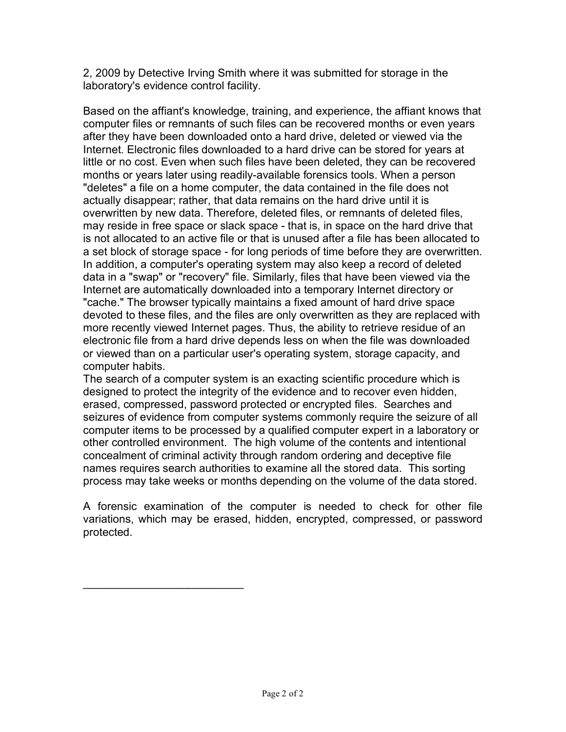2, 2009 by Detective Irving Smith where it was submitted for storage in the laboratory's evidence control facility.

Based on the affiant's knowledge, training, and experience, the affiant knows that computer files or remnants of such files can be recovered months or even years after they have been downloaded onto a hard drive, deleted or viewed via the Internet. Electronic files downloaded to a hard drive can be stored for years at little or no cost. Even when such files have been deleted, they can be recovered months or years later using readily-available forensics tools. When a person "deletes" a file on a home computer, the data contained in the file does not actually disappear; rather, that data remains on the hard drive until it is overwritten by new data. Therefore, deleted files, or remnants of deleted files, may reside in free space or slack space - that is, in space on the hard drive that is not allocated to an active file or that is unused after a file has been allocated to a set block of storage space - for long periods of time before they are overwritten. In addition, a computer's operating system may also keep a record of deleted data in a "swap" or "recovery" file. Similarly, files that have been viewed via the Internet are automatically downloaded into a temporary Internet directory or "cache." The browser typically maintains a fixed amount of hard drive space devoted to these files, and the files are only overwritten as they are replaced with more recently viewed Internet pages. Thus, the ability to retrieve residue of an electronic file from a hard drive depends less on when the file was downloaded or viewed than on a particular user's operating system, storage capacity, and computer habits.

The search of a computer system is an exacting scientific procedure which is designed to protect the integrity of the evidence and to recover even hidden, erased, compressed, password protected or encrypted files. Searches and seizures of evidence from computer systems commonly require the seizure of all computer items to be processed by a qualified computer expert in a laboratory or other controlled environment. The high volume of the contents and intentional concealment of criminal activity through random ordering and deceptive file names requires search authorities to examine all the stored data. This sorting process may take weeks or months depending on the volume of the data stored.

A forensic examination of the computer is needed to check for other file variations, which may be erased, hidden, encrypted, compressed, or password protected.

___________________________